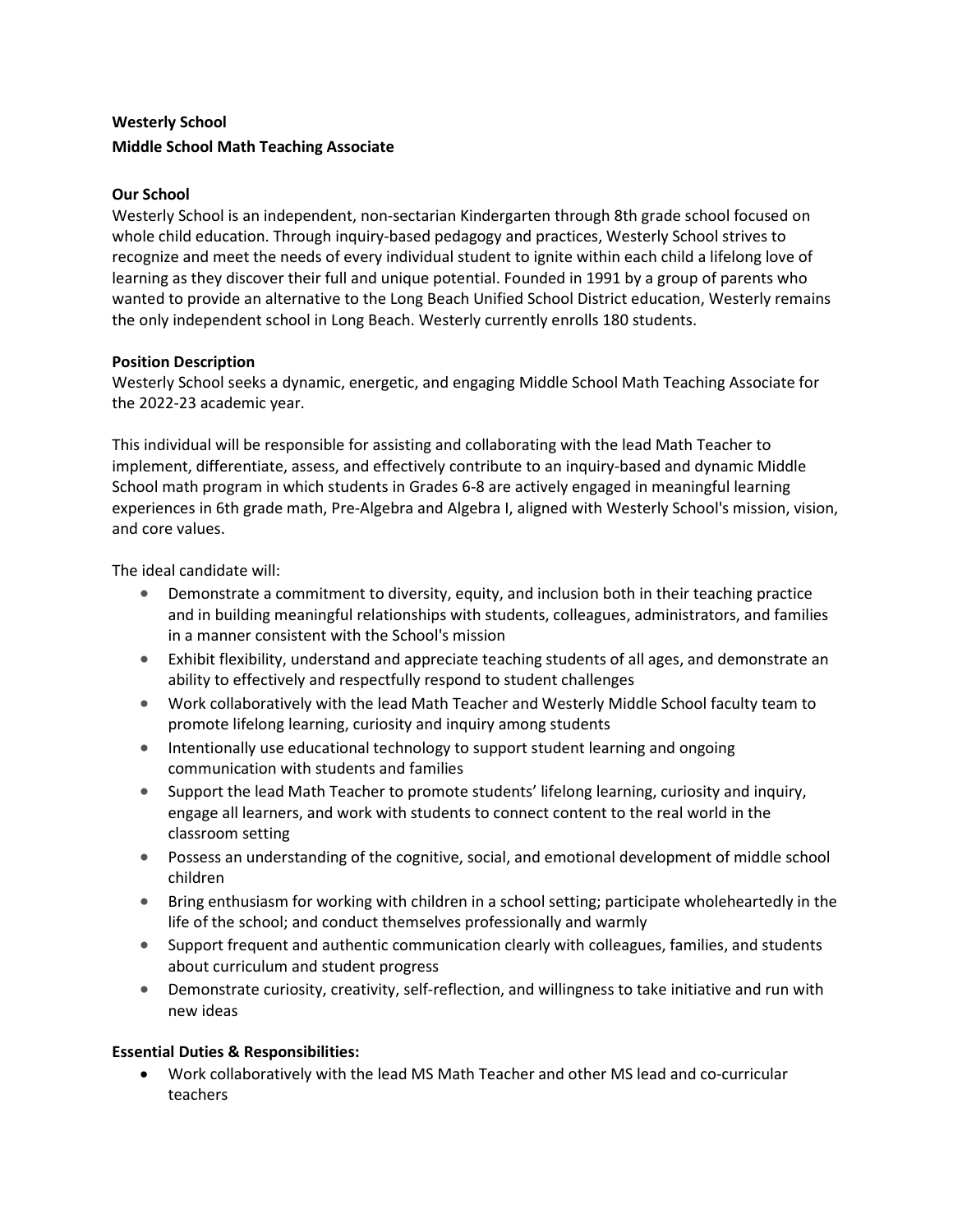**Westerly School**
**Middle School Math Teaching Associate**

**Our School**

Westerly School is an independent, non-sectarian Kindergarten through 8th grade school focused on whole child education. Through inquiry-based pedagogy and practices, Westerly School strives to recognize and meet the needs of every individual student to ignite within each child a lifelong love of learning as they discover their full and unique potential. Founded in 1991 by a group of parents who wanted to provide an alternative to the Long Beach Unified School District education, Westerly remains the only independent school in Long Beach. Westerly currently enrolls 180 students.

**Position Description**

Westerly School seeks a dynamic, energetic, and engaging Middle School Math Teaching Associate for the 2022-23 academic year.

This individual will be responsible for assisting and collaborating with the lead Math Teacher to implement, differentiate, assess, and effectively contribute to an inquiry-based and dynamic Middle School math program in which students in Grades 6-8 are actively engaged in meaningful learning experiences in 6th grade math, Pre-Algebra and Algebra I, aligned with Westerly School's mission, vision, and core values.

The ideal candidate will:

- Demonstrate a commitment to diversity, equity, and inclusion both in their teaching practice and in building meaningful relationships with students, colleagues, administrators, and families in a manner consistent with the School's mission
- Exhibit flexibility, understand and appreciate teaching students of all ages, and demonstrate an ability to effectively and respectfully respond to student challenges
- Work collaboratively with the lead Math Teacher and Westerly Middle School faculty team to promote lifelong learning, curiosity and inquiry among students
- Intentionally use educational technology to support student learning and ongoing communication with students and families
- Support the lead Math Teacher to promote students' lifelong learning, curiosity and inquiry, engage all learners, and work with students to connect content to the real world in the classroom setting
- Possess an understanding of the cognitive, social, and emotional development of middle school children
- Bring enthusiasm for working with children in a school setting; participate wholeheartedly in the life of the school; and conduct themselves professionally and warmly
- Support frequent and authentic communication clearly with colleagues, families, and students about curriculum and student progress
- Demonstrate curiosity, creativity, self-reflection, and willingness to take initiative and run with new ideas

**Essential Duties & Responsibilities:**

- Work collaboratively with the lead MS Math Teacher and other MS lead and co-curricular teachers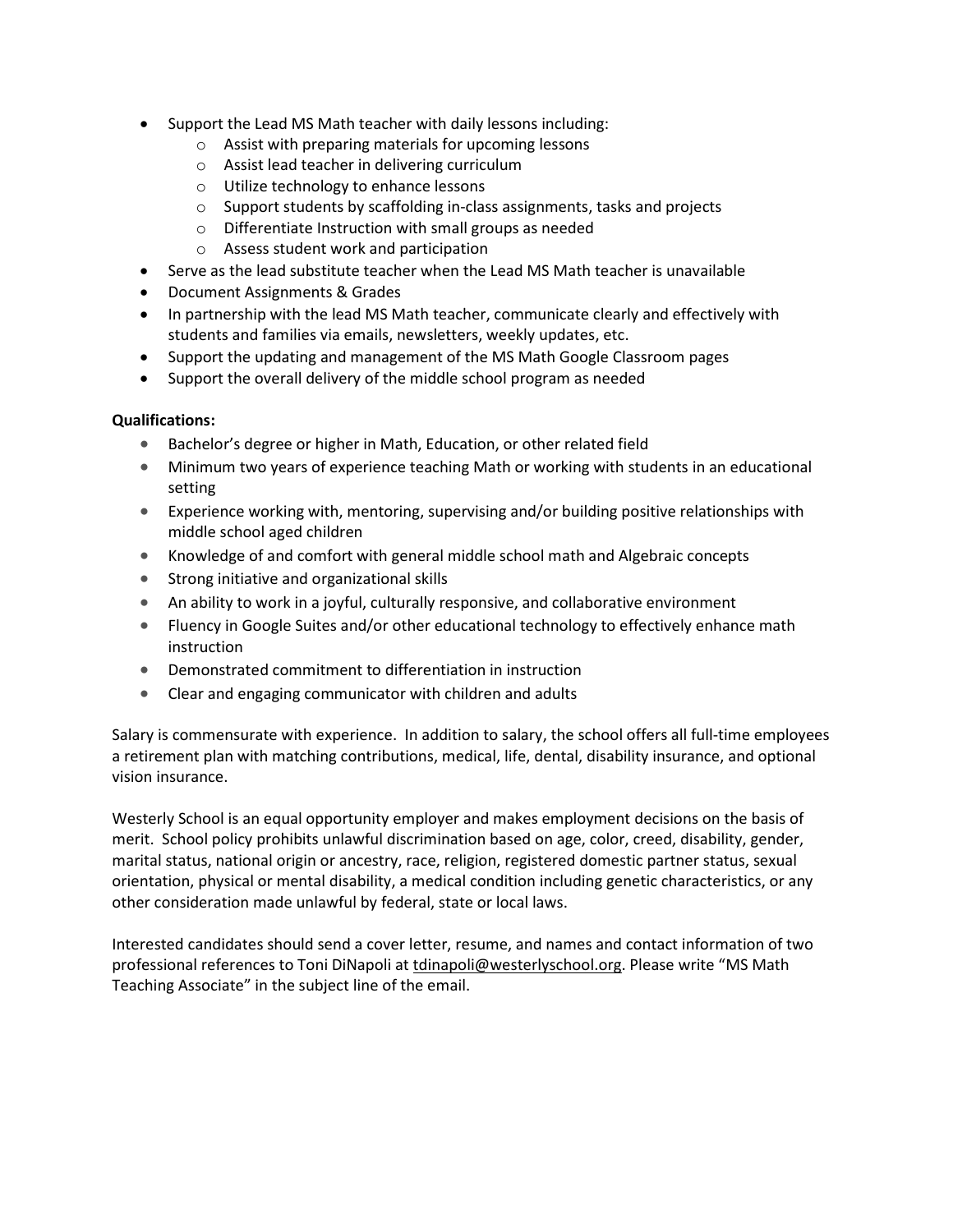- Support the Lead MS Math teacher with daily lessons including:
  - Assist with preparing materials for upcoming lessons
  - Assist lead teacher in delivering curriculum
  - Utilize technology to enhance lessons
  - Support students by scaffolding in-class assignments, tasks and projects
  - Differentiate Instruction with small groups as needed
  - Assess student work and participation
- Serve as the lead substitute teacher when the Lead MS Math teacher is unavailable
- Document Assignments & Grades
- In partnership with the lead MS Math teacher, communicate clearly and effectively with students and families via emails, newsletters, weekly updates, etc.
- Support the updating and management of the MS Math Google Classroom pages
- Support the overall delivery of the middle school program as needed

**Qualifications:**

- Bachelor's degree or higher in Math, Education, or other related field
- Minimum two years of experience teaching Math or working with students in an educational setting
- Experience working with, mentoring, supervising and/or building positive relationships with middle school aged children
- Knowledge of and comfort with general middle school math and Algebraic concepts
- Strong initiative and organizational skills
- An ability to work in a joyful, culturally responsive, and collaborative environment
- Fluency in Google Suites and/or other educational technology to effectively enhance math instruction
- Demonstrated commitment to differentiation in instruction
- Clear and engaging communicator with children and adults

Salary is commensurate with experience. In addition to salary, the school offers all full-time employees a retirement plan with matching contributions, medical, life, dental, disability insurance, and optional vision insurance.

Westerly School is an equal opportunity employer and makes employment decisions on the basis of merit. School policy prohibits unlawful discrimination based on age, color, creed, disability, gender, marital status, national origin or ancestry, race, religion, registered domestic partner status, sexual orientation, physical or mental disability, a medical condition including genetic characteristics, or any other consideration made unlawful by federal, state or local laws.

Interested candidates should send a cover letter, resume, and names and contact information of two professional references to Toni DiNapoli at tdinapoli@westerlyschool.org. Please write "MS Math Teaching Associate" in the subject line of the email.